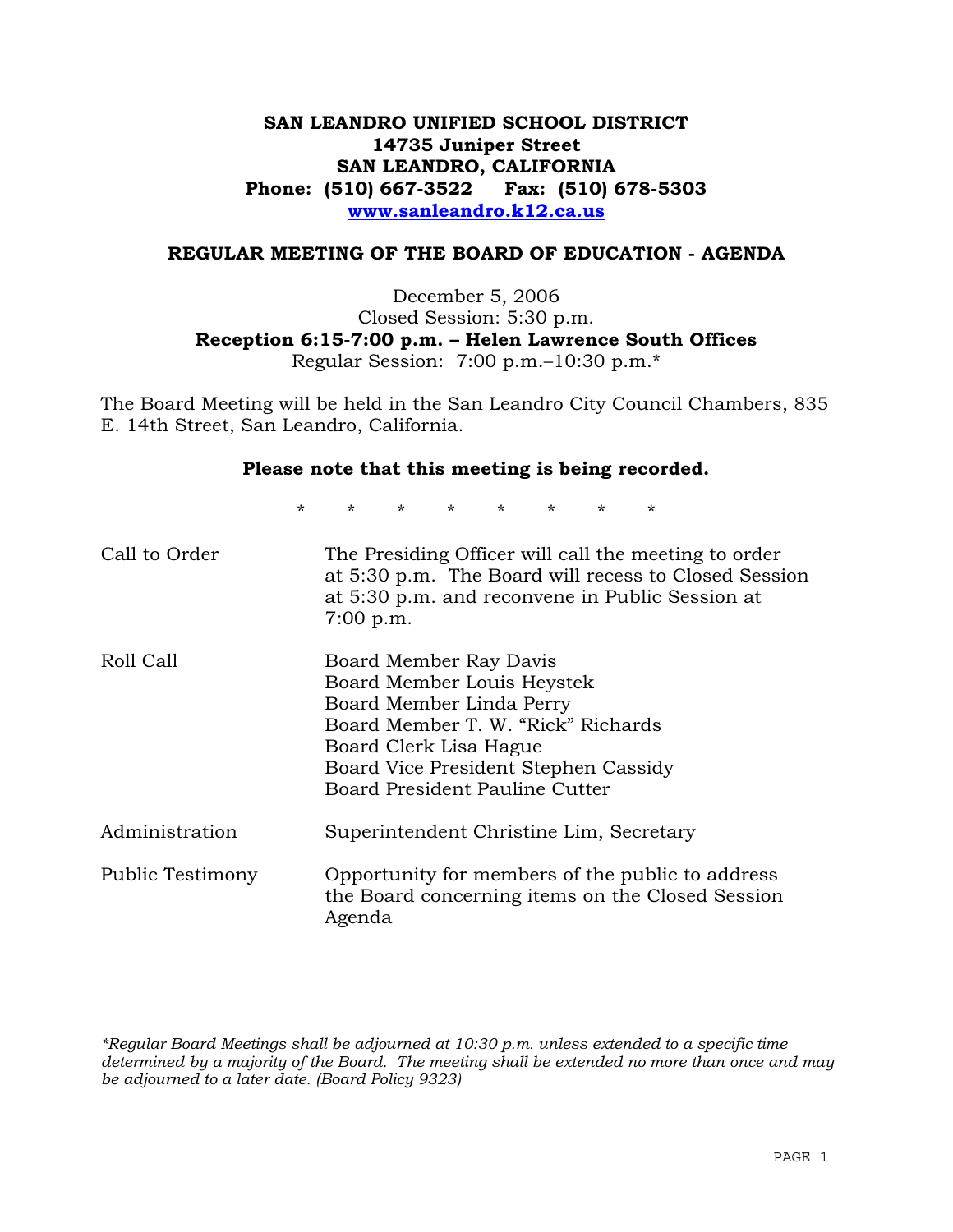# SAN LEANDRO UNIFIED SCHOOL DISTRICT
**14735 Juniper Street**
**SAN LEANDRO, CALIFORNIA**
**Phone: (510) 667-3522 Fax: (510) 678-5303**
**www.sanleandro.k12.ca.us**

## REGULAR MEETING OF THE BOARD OF EDUCATION - AGENDA

December 5, 2006
Closed Session: 5:30 p.m.
**Reception 6:15-7:00 p.m. – Helen Lawrence South Offices**
Regular Session: 7:00 p.m.–10:30 p.m.*

The Board Meeting will be held in the San Leandro City Council Chambers, 835 E. 14th Street, San Leandro, California.

**Please note that this meeting is being recorded.**

\* \* \* \* \* \* \* \*

| | |
|---|---|
| Call to Order | The Presiding Officer will call the meeting to order at 5:30 p.m. The Board will recess to Closed Session at 5:30 p.m. and reconvene in Public Session at 7:00 p.m. |
| Roll Call | Board Member Ray Davis<br>Board Member Louis Heystek<br>Board Member Linda Perry<br>Board Member T. W. "Rick" Richards<br>Board Clerk Lisa Hague<br>Board Vice President Stephen Cassidy<br>Board President Pauline Cutter |
| Administration | Superintendent Christine Lim, Secretary |
| Public Testimony | Opportunity for members of the public to address the Board concerning items on the Closed Session Agenda |

*\*Regular Board Meetings shall be adjourned at 10:30 p.m. unless extended to a specific time determined by a majority of the Board. The meeting shall be extended no more than once and may be adjourned to a later date. (Board Policy 9323)*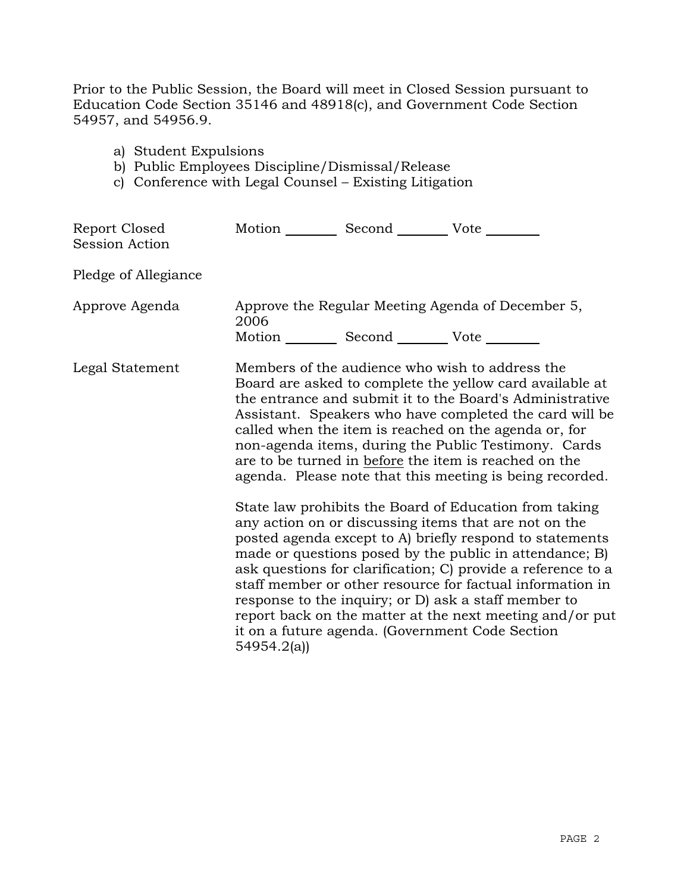Prior to the Public Session, the Board will meet in Closed Session pursuant to Education Code Section 35146 and 48918(c), and Government Code Section 54957, and 54956.9.

a) Student Expulsions
b) Public Employees Discipline/Dismissal/Release
c) Conference with Legal Counsel – Existing Litigation

| | |
|---|---|
| Report Closed Session Action | Motion _______ Second _______ Vote _______ |
| Pledge of Allegiance | |
| Approve Agenda | Approve the Regular Meeting Agenda of December 5, 2006<br>Motion _______ Second _______ Vote _______ |
| Legal Statement | Members of the audience who wish to address the Board are asked to complete the yellow card available at the entrance and submit it to the Board's Administrative Assistant. Speakers who have completed the card will be called when the item is reached on the agenda or, for non-agenda items, during the Public Testimony. Cards are to be turned in <u>before</u> the item is reached on the agenda. Please note that this meeting is being recorded.<br><br>State law prohibits the Board of Education from taking any action on or discussing items that are not on the posted agenda except to A) briefly respond to statements made or questions posed by the public in attendance; B) ask questions for clarification; C) provide a reference to a staff member or other resource for factual information in response to the inquiry; or D) ask a staff member to report back on the matter at the next meeting and/or put it on a future agenda. (Government Code Section 54954.2(a)) |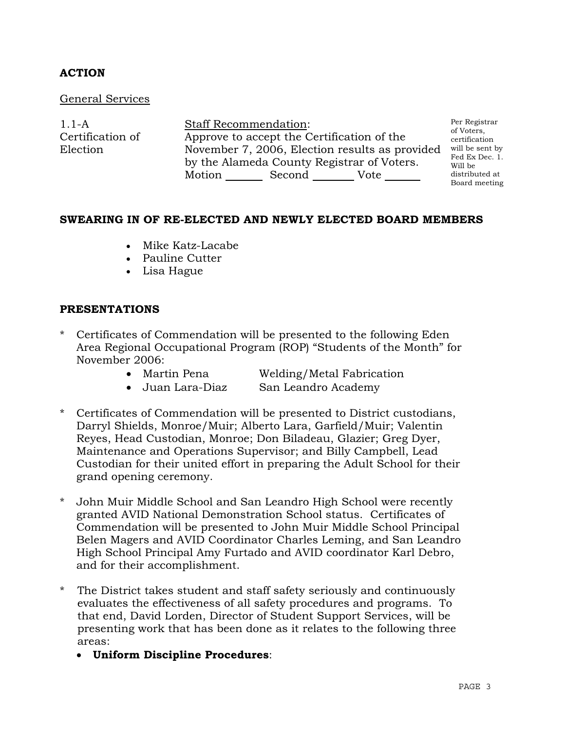## ACTION

General Services

| | | |
|---|---|---|
| 1.1-A Certification of Election | Staff Recommendation: Approve to accept the Certification of the November 7, 2006, Election results as provided by the Alameda County Registrar of Voters. Motion _______ Second _______ Vote _______ | Per Registrar of Voters, certification will be sent by Fed Ex Dec. 1. Will be distributed at Board meeting |

## SWEARING IN OF RE-ELECTED AND NEWLY ELECTED BOARD MEMBERS

- Mike Katz-Lacabe
- Pauline Cutter
- Lisa Hague

## PRESENTATIONS

\* Certificates of Commendation will be presented to the following Eden Area Regional Occupational Program (ROP) "Students of the Month" for November 2006:
  - Martin Pena — Welding/Metal Fabrication
  - Juan Lara-Diaz — San Leandro Academy

\* Certificates of Commendation will be presented to District custodians, Darryl Shields, Monroe/Muir; Alberto Lara, Garfield/Muir; Valentin Reyes, Head Custodian, Monroe; Don Biladeau, Glazier; Greg Dyer, Maintenance and Operations Supervisor; and Billy Campbell, Lead Custodian for their united effort in preparing the Adult School for their grand opening ceremony.

\* John Muir Middle School and San Leandro High School were recently granted AVID National Demonstration School status. Certificates of Commendation will be presented to John Muir Middle School Principal Belen Magers and AVID Coordinator Charles Leming, and San Leandro High School Principal Amy Furtado and AVID coordinator Karl Debro, and for their accomplishment.

\* The District takes student and staff safety seriously and continuously evaluates the effectiveness of all safety procedures and programs. To that end, David Lorden, Director of Student Support Services, will be presenting work that has been done as it relates to the following three areas:
  - **Uniform Discipline Procedures**: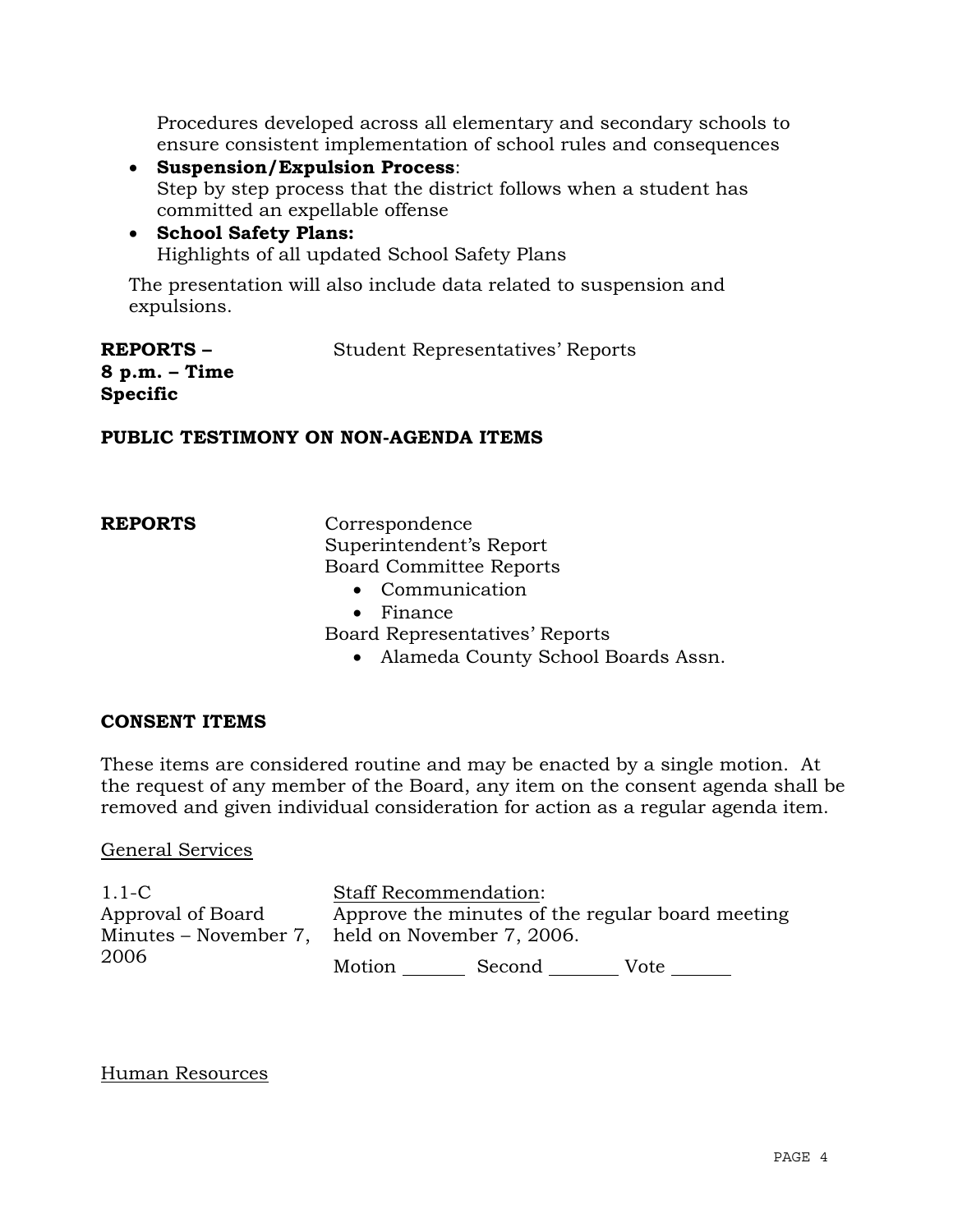Procedures developed across all elementary and secondary schools to ensure consistent implementation of school rules and consequences

- **Suspension/Expulsion Process**:
  Step by step process that the district follows when a student has committed an expellable offense
- **School Safety Plans:**
  Highlights of all updated School Safety Plans

The presentation will also include data related to suspension and expulsions.

**REPORTS – 8 p.m. – Time Specific** Student Representatives' Reports

**PUBLIC TESTIMONY ON NON-AGENDA ITEMS**

**REPORTS**

Correspondence
Superintendent's Report
Board Committee Reports

- Communication
- Finance

Board Representatives' Reports

- Alameda County School Boards Assn.

**CONSENT ITEMS**

These items are considered routine and may be enacted by a single motion. At the request of any member of the Board, any item on the consent agenda shall be removed and given individual consideration for action as a regular agenda item.

General Services

1.1-C
Approval of Board Minutes – November 7, 2006

Staff Recommendation:
Approve the minutes of the regular board meeting held on November 7, 2006.

Motion ______ Second _______ Vote ______

Human Resources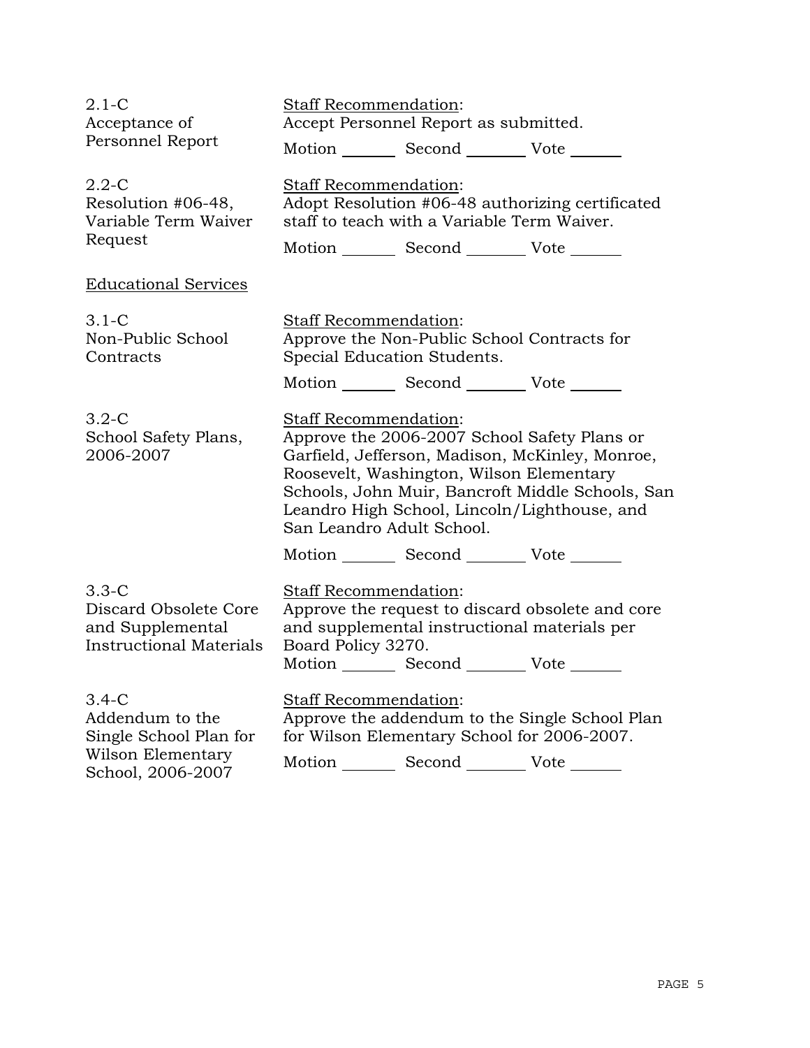2.1-C
Acceptance of Personnel Report

Staff Recommendation:
Accept Personnel Report as submitted.

Motion _______ Second _______ Vote _______

2.2-C
Resolution #06-48, Variable Term Waiver Request

Staff Recommendation:
Adopt Resolution #06-48 authorizing certificated staff to teach with a Variable Term Waiver.

Motion _______ Second _______ Vote _______

Educational Services

3.1-C
Non-Public School Contracts

Staff Recommendation:
Approve the Non-Public School Contracts for Special Education Students.

Motion _______ Second _______ Vote _______

3.2-C
School Safety Plans, 2006-2007

Staff Recommendation:
Approve the 2006-2007 School Safety Plans or Garfield, Jefferson, Madison, McKinley, Monroe, Roosevelt, Washington, Wilson Elementary Schools, John Muir, Bancroft Middle Schools, San Leandro High School, Lincoln/Lighthouse, and San Leandro Adult School.

Motion _______ Second _______ Vote _______

3.3-C
Discard Obsolete Core and Supplemental Instructional Materials

Staff Recommendation:
Approve the request to discard obsolete and core and supplemental instructional materials per Board Policy 3270.

Motion _______ Second _______ Vote _______

3.4-C
Addendum to the Single School Plan for Wilson Elementary School, 2006-2007

Staff Recommendation:
Approve the addendum to the Single School Plan for Wilson Elementary School for 2006-2007.

Motion _______ Second _______ Vote _______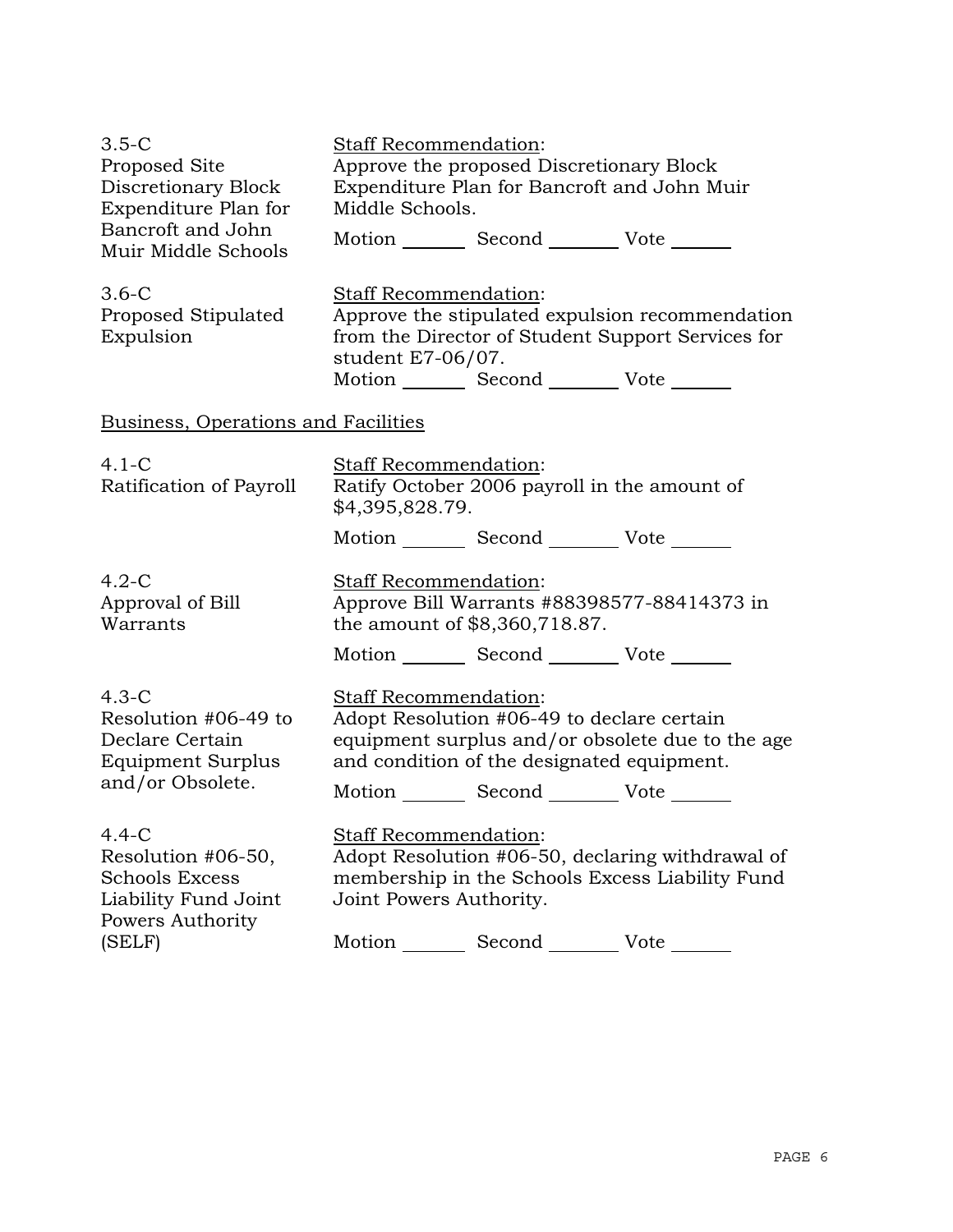| | |
|---|---|
| 3.5-C<br>Proposed Site Discretionary Block Expenditure Plan for Bancroft and John Muir Middle Schools | Staff Recommendation:<br>Approve the proposed Discretionary Block Expenditure Plan for Bancroft and John Muir Middle Schools.<br>Motion _______ Second _______ Vote ______ |
| 3.6-C<br>Proposed Stipulated Expulsion | Staff Recommendation:<br>Approve the stipulated expulsion recommendation from the Director of Student Support Services for student E7-06/07.<br>Motion _______ Second _______ Vote ______ |

Business, Operations and Facilities

| | |
|---|---|
| 4.1-C<br>Ratification of Payroll | Staff Recommendation:<br>Ratify October 2006 payroll in the amount of $4,395,828.79.<br>Motion _______ Second _______ Vote ______ |
| 4.2-C<br>Approval of Bill Warrants | Staff Recommendation:<br>Approve Bill Warrants #88398577-88414373 in the amount of $8,360,718.87.<br>Motion _______ Second _______ Vote ______ |
| 4.3-C<br>Resolution #06-49 to Declare Certain Equipment Surplus and/or Obsolete. | Staff Recommendation:<br>Adopt Resolution #06-49 to declare certain equipment surplus and/or obsolete due to the age and condition of the designated equipment.<br>Motion _______ Second _______ Vote ______ |
| 4.4-C<br>Resolution #06-50, Schools Excess Liability Fund Joint Powers Authority (SELF) | Staff Recommendation:<br>Adopt Resolution #06-50, declaring withdrawal of membership in the Schools Excess Liability Fund Joint Powers Authority.<br>Motion _______ Second _______ Vote ______ |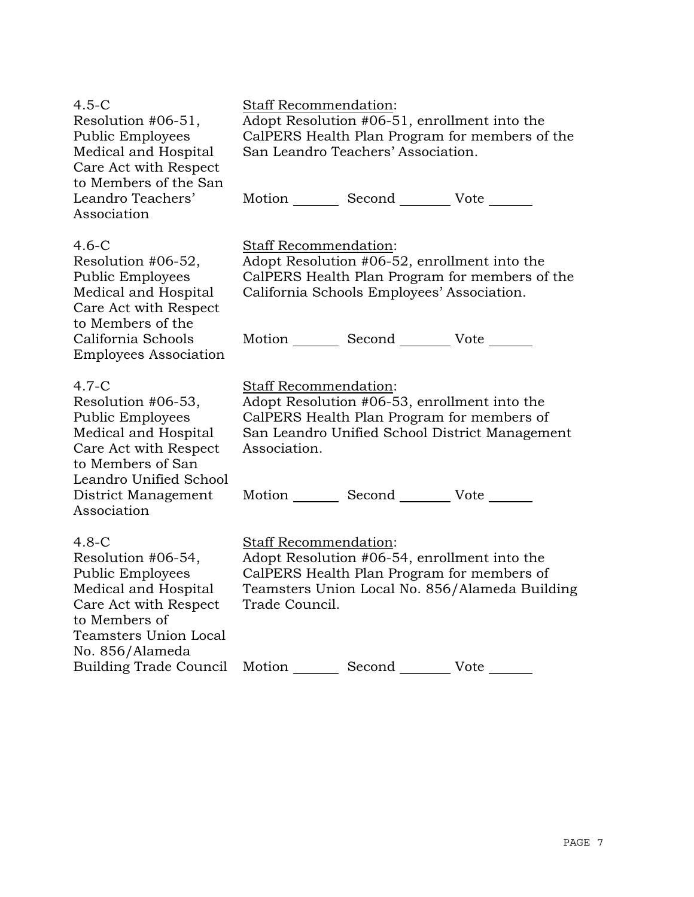4.5-C
Resolution #06-51, Public Employees Medical and Hospital Care Act with Respect to Members of the San Leandro Teachers' Association

Staff Recommendation:
Adopt Resolution #06-51, enrollment into the CalPERS Health Plan Program for members of the San Leandro Teachers' Association.

Motion _______ Second _______ Vote _______

4.6-C
Resolution #06-52, Public Employees Medical and Hospital Care Act with Respect to Members of the California Schools Employees Association

Staff Recommendation:
Adopt Resolution #06-52, enrollment into the CalPERS Health Plan Program for members of the California Schools Employees' Association.

Motion _______ Second _______ Vote _______

4.7-C
Resolution #06-53, Public Employees Medical and Hospital Care Act with Respect to Members of San Leandro Unified School District Management Association

Staff Recommendation:
Adopt Resolution #06-53, enrollment into the CalPERS Health Plan Program for members of San Leandro Unified School District Management Association.

Motion _______ Second _______ Vote _______

4.8-C
Resolution #06-54, Public Employees Medical and Hospital Care Act with Respect to Members of Teamsters Union Local No. 856/Alameda Building Trade Council

Staff Recommendation:
Adopt Resolution #06-54, enrollment into the CalPERS Health Plan Program for members of Teamsters Union Local No. 856/Alameda Building Trade Council.

Motion _______ Second _______ Vote _______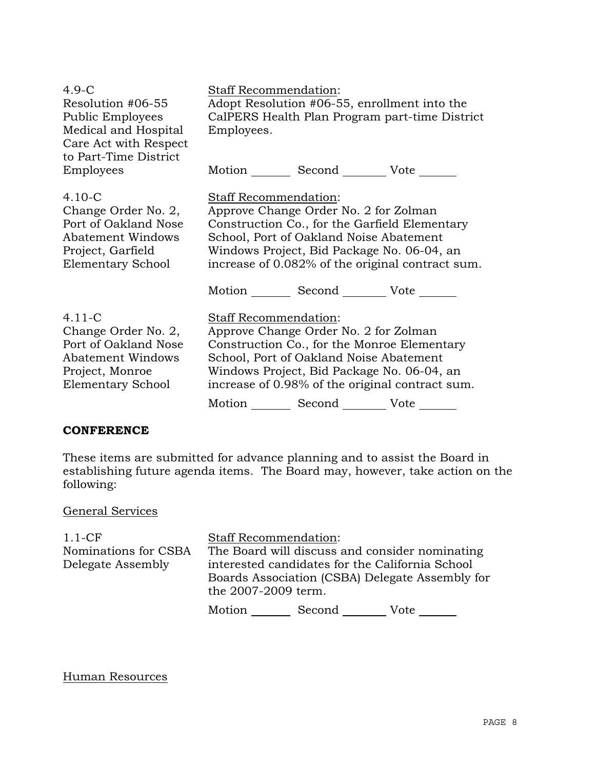4.9-C
Resolution #06-55
Public Employees
Medical and Hospital
Care Act with Respect
to Part-Time District
Employees

Staff Recommendation:
Adopt Resolution #06-55, enrollment into the CalPERS Health Plan Program part-time District Employees.

Motion _______ Second _______ Vote _______

4.10-C
Change Order No. 2,
Port of Oakland Nose
Abatement Windows
Project, Garfield
Elementary School

Staff Recommendation:
Approve Change Order No. 2 for Zolman Construction Co., for the Garfield Elementary School, Port of Oakland Noise Abatement Windows Project, Bid Package No. 06-04, an increase of 0.082% of the original contract sum.

Motion _______ Second _______ Vote _______

4.11-C
Change Order No. 2,
Port of Oakland Nose
Abatement Windows
Project, Monroe
Elementary School

Staff Recommendation:
Approve Change Order No. 2 for Zolman Construction Co., for the Monroe Elementary School, Port of Oakland Noise Abatement Windows Project, Bid Package No. 06-04, an increase of 0.98% of the original contract sum.

Motion _______ Second _______ Vote _______

**CONFERENCE**

These items are submitted for advance planning and to assist the Board in establishing future agenda items. The Board may, however, take action on the following:

General Services

1.1-CF
Nominations for CSBA
Delegate Assembly

Staff Recommendation:
The Board will discuss and consider nominating interested candidates for the California School Boards Association (CSBA) Delegate Assembly for the 2007-2009 term.

Motion _______ Second _______ Vote _______

Human Resources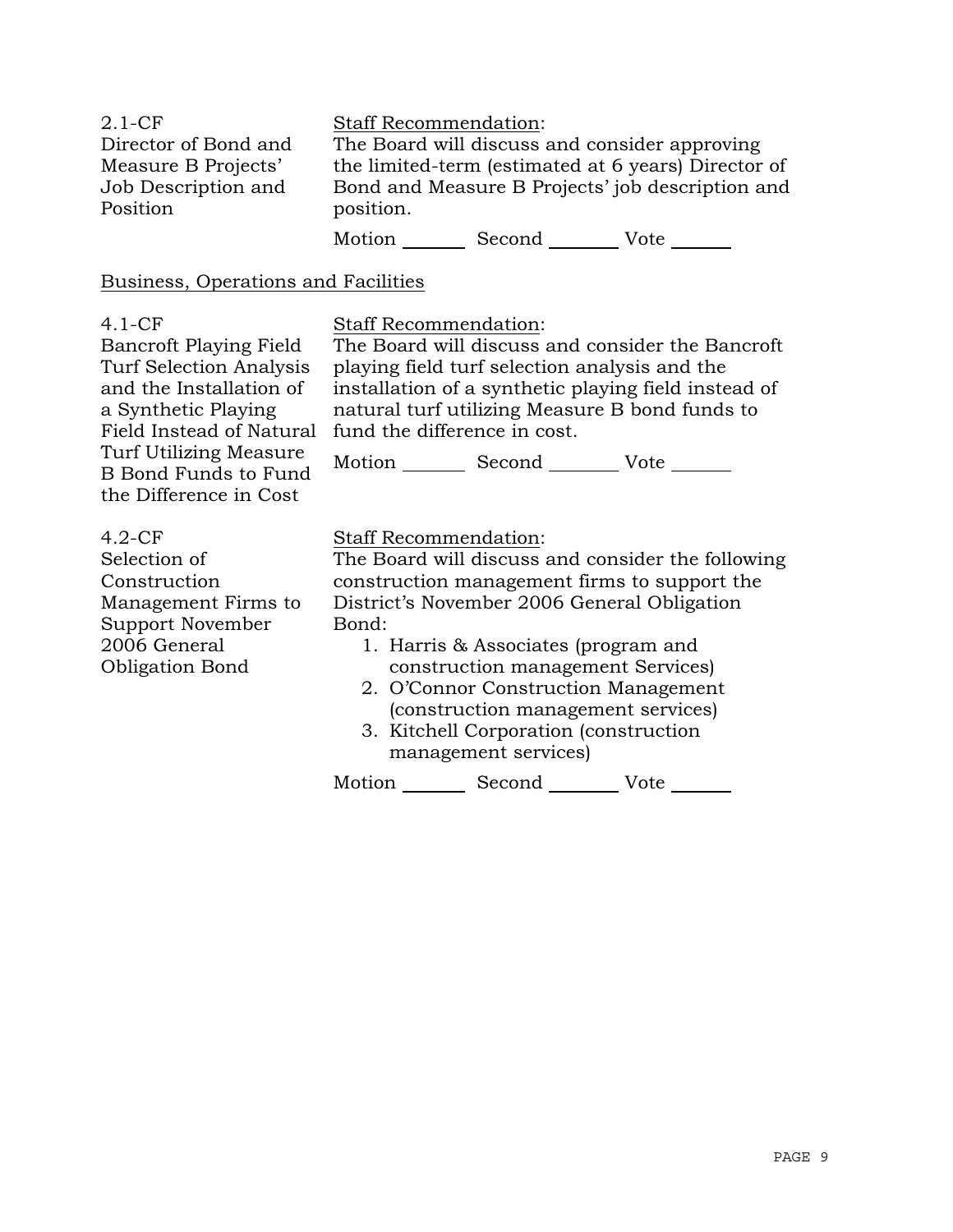| | |
|---|---|
| 2.1-CF<br>Director of Bond and Measure B Projects' Job Description and Position | Staff Recommendation:<br>The Board will discuss and consider approving the limited-term (estimated at 6 years) Director of Bond and Measure B Projects' job description and position.<br><br>Motion _______ Second _______ Vote _______ |

Business, Operations and Facilities

| | |
|---|---|
| 4.1-CF<br>Bancroft Playing Field Turf Selection Analysis and the Installation of a Synthetic Playing Field Instead of Natural Turf Utilizing Measure B Bond Funds to Fund the Difference in Cost | Staff Recommendation:<br>The Board will discuss and consider the Bancroft playing field turf selection analysis and the installation of a synthetic playing field instead of natural turf utilizing Measure B bond funds to fund the difference in cost.<br><br>Motion _______ Second _______ Vote _______ |
| 4.2-CF<br>Selection of Construction Management Firms to Support November 2006 General Obligation Bond | Staff Recommendation:<br>The Board will discuss and consider the following construction management firms to support the District's November 2006 General Obligation Bond:<br>1. Harris & Associates (program and construction management Services)<br>2. O'Connor Construction Management (construction management services)<br>3. Kitchell Corporation (construction management services)<br><br>Motion _______ Second _______ Vote _______ |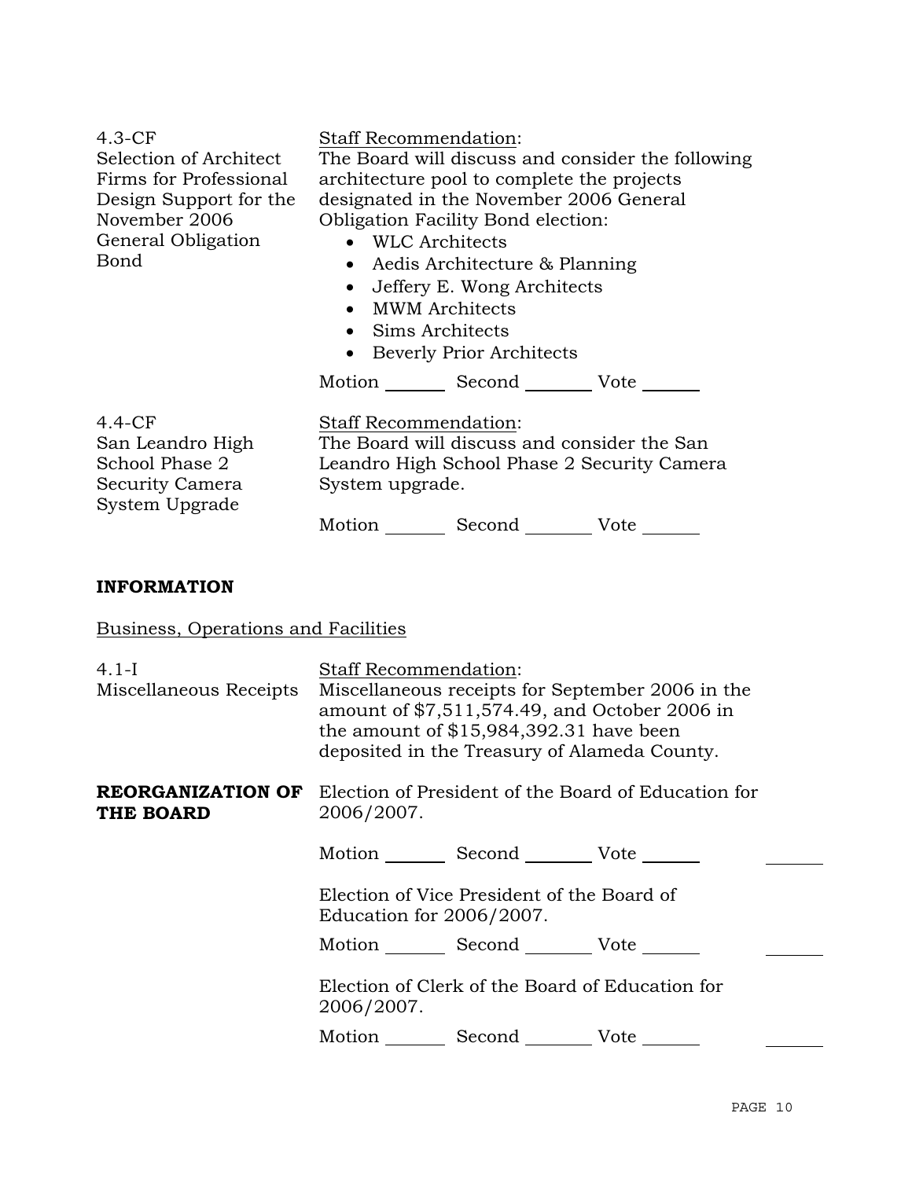4.3-CF
Selection of Architect Firms for Professional Design Support for the November 2006 General Obligation Bond

Staff Recommendation:
The Board will discuss and consider the following architecture pool to complete the projects designated in the November 2006 General Obligation Facility Bond election:

- WLC Architects
- Aedis Architecture & Planning
- Jeffery E. Wong Architects
- MWM Architects
- Sims Architects
- Beverly Prior Architects

Motion _______ Second _______ Vote _______

4.4-CF
San Leandro High School Phase 2 Security Camera System Upgrade

Staff Recommendation:
The Board will discuss and consider the San Leandro High School Phase 2 Security Camera System upgrade.

Motion _______ Second _______ Vote _______

## INFORMATION

Business, Operations and Facilities

4.1-I
Miscellaneous Receipts

Staff Recommendation:
Miscellaneous receipts for September 2006 in the amount of $7,511,574.49, and October 2006 in the amount of $15,984,392.31 have been deposited in the Treasury of Alameda County.

**REORGANIZATION OF THE BOARD**

Election of President of the Board of Education for 2006/2007.

Motion _______ Second _______ Vote _______ _______

Election of Vice President of the Board of Education for 2006/2007.

Motion _______ Second _______ Vote _______ _______

Election of Clerk of the Board of Education for 2006/2007.

Motion _______ Second _______ Vote _______ _______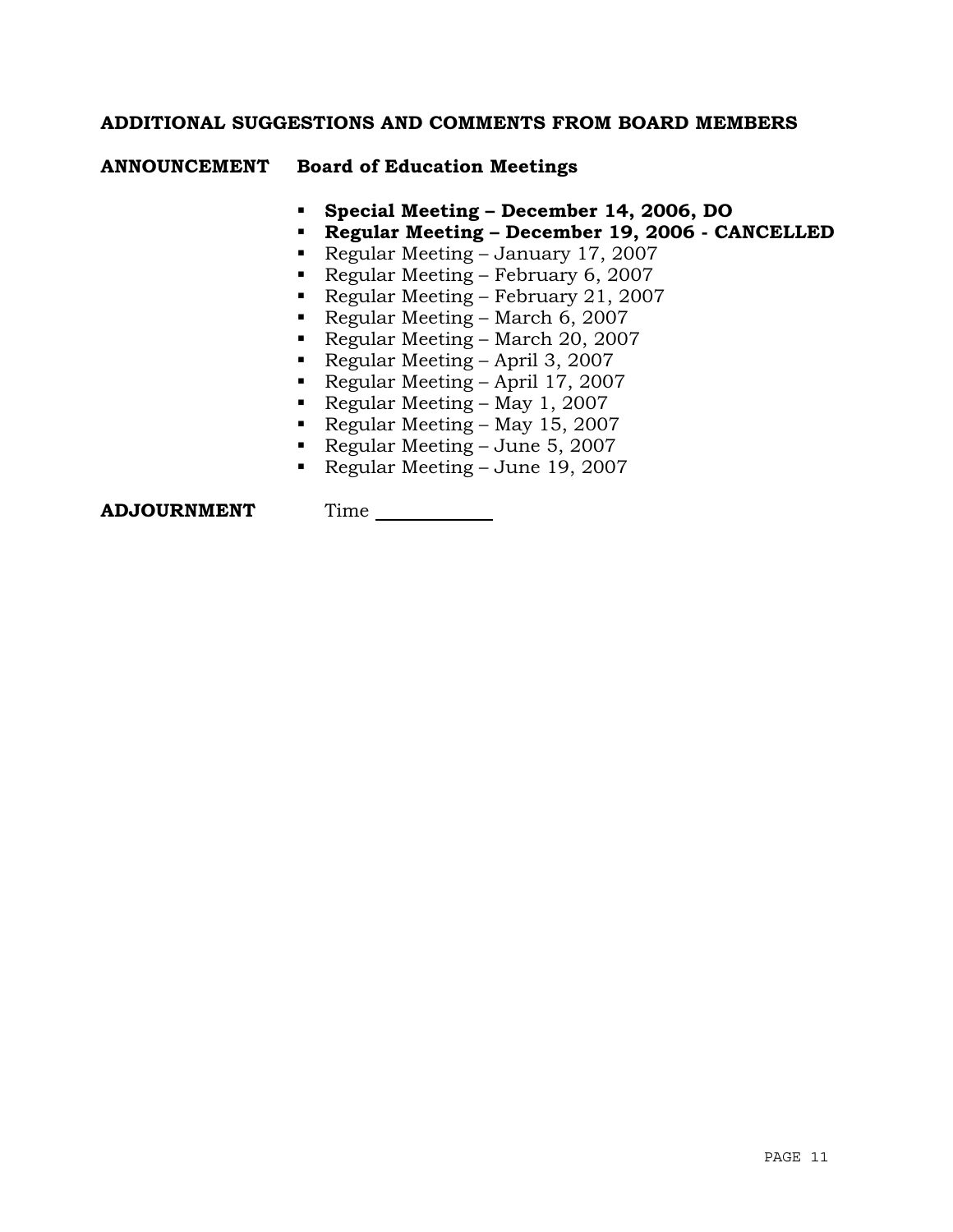**ADDITIONAL SUGGESTIONS AND COMMENTS FROM BOARD MEMBERS**

**ANNOUNCEMENT** **Board of Education Meetings**

- **Special Meeting – December 14, 2006, DO**
- **Regular Meeting – December 19, 2006 - CANCELLED**
- Regular Meeting – January 17, 2007
- Regular Meeting – February 6, 2007
- Regular Meeting – February 21, 2007
- Regular Meeting – March 6, 2007
- Regular Meeting – March 20, 2007
- Regular Meeting – April 3, 2007
- Regular Meeting – April 17, 2007
- Regular Meeting – May 1, 2007
- Regular Meeting – May 15, 2007
- Regular Meeting – June 5, 2007
- Regular Meeting – June 19, 2007

**ADJOURNMENT** Time ____________